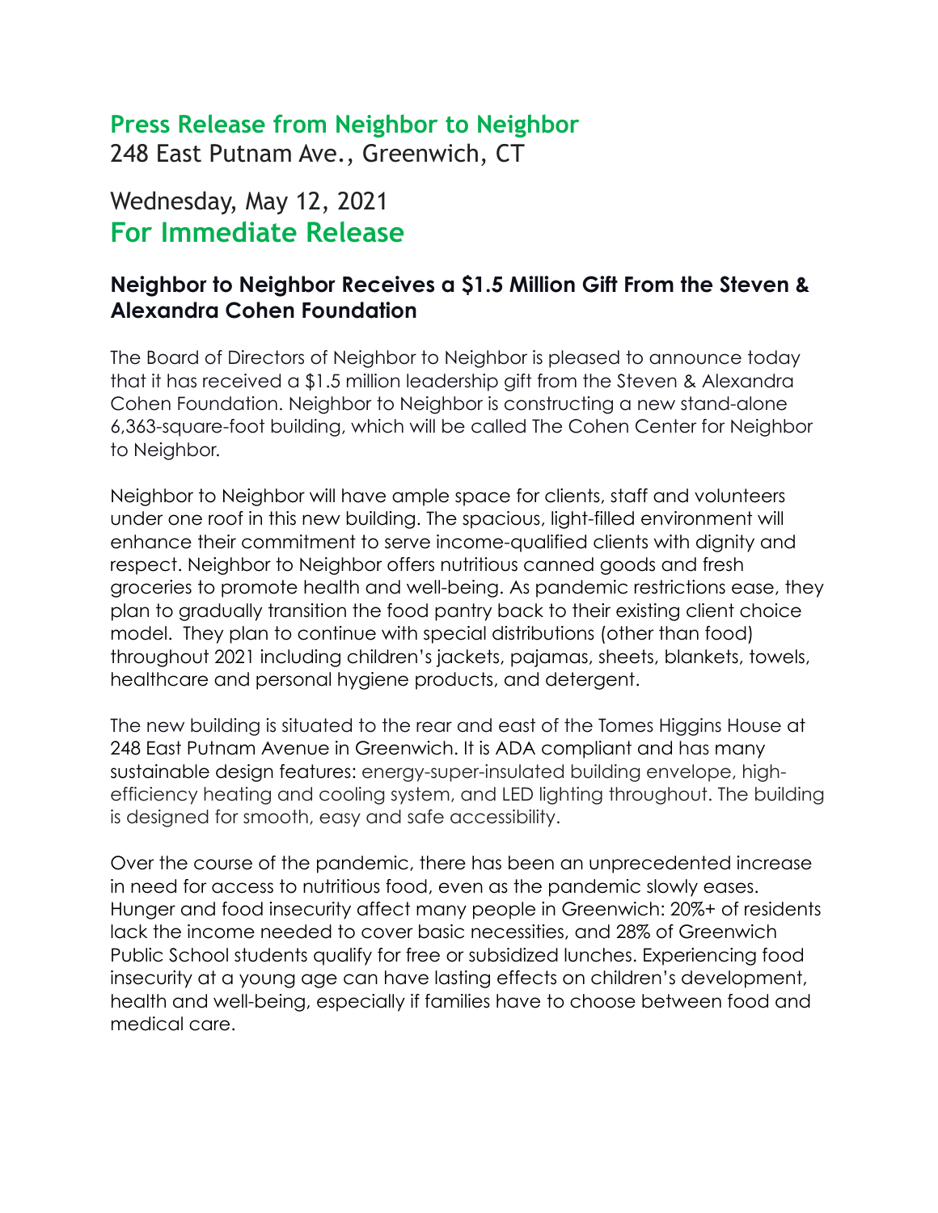# Press Release from Neighbor to Neighbor

248 East Putnam Ave., Greenwich, CT

Wednesday, May 12, 2021

## For Immediate Release

### Neighbor to Neighbor Receives a $1.5 Million Gift From the Steven & Alexandra Cohen Foundation

The Board of Directors of Neighbor to Neighbor is pleased to announce today that it has received a $1.5 million leadership gift from the Steven & Alexandra Cohen Foundation. Neighbor to Neighbor is constructing a new stand-alone 6,363-square-foot building, which will be called The Cohen Center for Neighbor to Neighbor.

Neighbor to Neighbor will have ample space for clients, staff and volunteers under one roof in this new building. The spacious, light-filled environment will enhance their commitment to serve income-qualified clients with dignity and respect. Neighbor to Neighbor offers nutritious canned goods and fresh groceries to promote health and well-being. As pandemic restrictions ease, they plan to gradually transition the food pantry back to their existing client choice model. They plan to continue with special distributions (other than food) throughout 2021 including children's jackets, pajamas, sheets, blankets, towels, healthcare and personal hygiene products, and detergent.

The new building is situated to the rear and east of the Tomes Higgins House at 248 East Putnam Avenue in Greenwich. It is ADA compliant and has many sustainable design features: energy-super-insulated building envelope, high-efficiency heating and cooling system, and LED lighting throughout. The building is designed for smooth, easy and safe accessibility.

Over the course of the pandemic, there has been an unprecedented increase in need for access to nutritious food, even as the pandemic slowly eases. Hunger and food insecurity affect many people in Greenwich: 20%+ of residents lack the income needed to cover basic necessities, and 28% of Greenwich Public School students qualify for free or subsidized lunches. Experiencing food insecurity at a young age can have lasting effects on children's development, health and well-being, especially if families have to choose between food and medical care.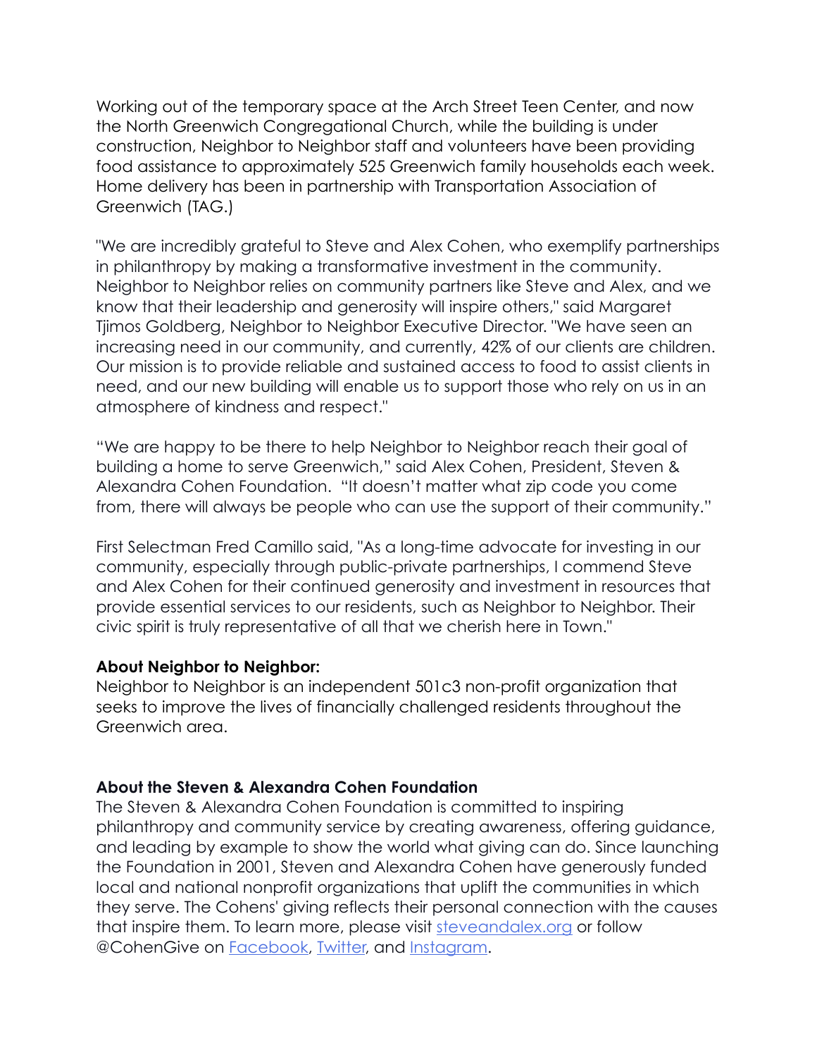Working out of the temporary space at the Arch Street Teen Center, and now the North Greenwich Congregational Church, while the building is under construction, Neighbor to Neighbor staff and volunteers have been providing food assistance to approximately 525 Greenwich family households each week. Home delivery has been in partnership with Transportation Association of Greenwich (TAG.)

"We are incredibly grateful to Steve and Alex Cohen, who exemplify partnerships in philanthropy by making a transformative investment in the community. Neighbor to Neighbor relies on community partners like Steve and Alex, and we know that their leadership and generosity will inspire others," said Margaret Tjimos Goldberg, Neighbor to Neighbor Executive Director. "We have seen an increasing need in our community, and currently, 42% of our clients are children. Our mission is to provide reliable and sustained access to food to assist clients in need, and our new building will enable us to support those who rely on us in an atmosphere of kindness and respect."

"We are happy to be there to help Neighbor to Neighbor reach their goal of building a home to serve Greenwich," said Alex Cohen, President, Steven & Alexandra Cohen Foundation. "It doesn't matter what zip code you come from, there will always be people who can use the support of their community."

First Selectman Fred Camillo said, "As a long-time advocate for investing in our community, especially through public-private partnerships, I commend Steve and Alex Cohen for their continued generosity and investment in resources that provide essential services to our residents, such as Neighbor to Neighbor. Their civic spirit is truly representative of all that we cherish here in Town."

**About Neighbor to Neighbor:**
Neighbor to Neighbor is an independent 501c3 non-profit organization that seeks to improve the lives of financially challenged residents throughout the Greenwich area.

**About the Steven & Alexandra Cohen Foundation**
The Steven & Alexandra Cohen Foundation is committed to inspiring philanthropy and community service by creating awareness, offering guidance, and leading by example to show the world what giving can do. Since launching the Foundation in 2001, Steven and Alexandra Cohen have generously funded local and national nonprofit organizations that uplift the communities in which they serve. The Cohens' giving reflects their personal connection with the causes that inspire them. To learn more, please visit steveandalex.org or follow @CohenGive on Facebook, Twitter, and Instagram.